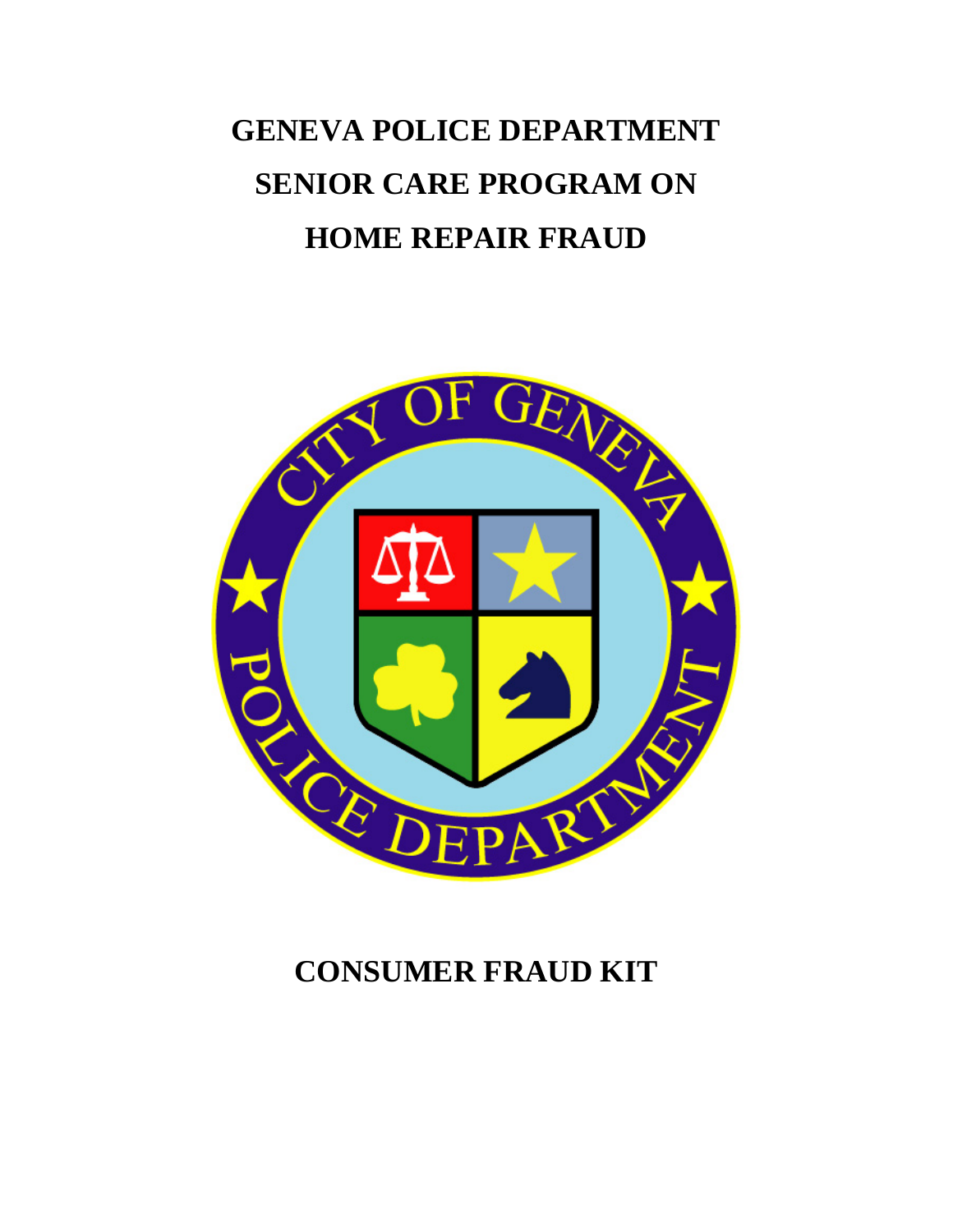# GENEVA POLICE DEPARTMENT
# SENIOR CARE PROGRAM ON
# HOME REPAIR FRAUD

## CONSUMER FRAUD KIT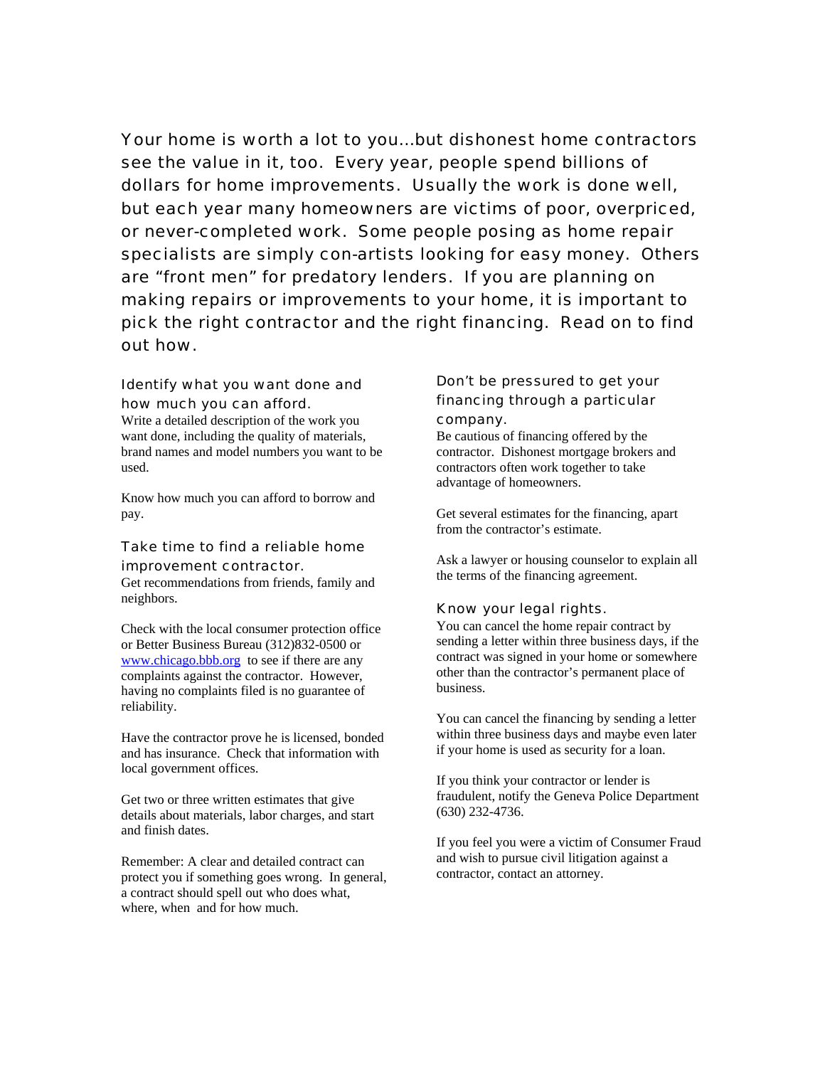Your home is worth a lot to you…but dishonest home contractors see the value in it, too. Every year, people spend billions of dollars for home improvements. Usually the work is done well, but each year many homeowners are victims of poor, overpriced, or never-completed work. Some people posing as home repair specialists are simply con-artists looking for easy money. Others are “front men” for predatory lenders. If you are planning on making repairs or improvements to your home, it is important to pick the right contractor and the right financing. Read on to find out how.

### Identify what you want done and how much you can afford.

Write a detailed description of the work you want done, including the quality of materials, brand names and model numbers you want to be used.

Know how much you can afford to borrow and pay.

### Take time to find a reliable home improvement contractor.

Get recommendations from friends, family and neighbors.

Check with the local consumer protection office or Better Business Bureau (312)832-0500 or [www.chicago.bbb.org](http://www.chicago.bbb.org) to see if there are any complaints against the contractor. However, having no complaints filed is no guarantee of reliability.

Have the contractor prove he is licensed, bonded and has insurance. Check that information with local government offices.

Get two or three written estimates that give details about materials, labor charges, and start and finish dates.

Remember: A clear and detailed contract can protect you if something goes wrong. In general, a contract should spell out who does what, where, when and for how much.

### Don’t be pressured to get your financing through a particular company.

Be cautious of financing offered by the contractor. Dishonest mortgage brokers and contractors often work together to take advantage of homeowners.

Get several estimates for the financing, apart from the contractor’s estimate.

Ask a lawyer or housing counselor to explain all the terms of the financing agreement.

### Know your legal rights.

You can cancel the home repair contract by sending a letter within three business days, if the contract was signed in your home or somewhere other than the contractor’s permanent place of business.

You can cancel the financing by sending a letter within three business days and maybe even later if your home is used as security for a loan.

If you think your contractor or lender is fraudulent, notify the Geneva Police Department (630) 232-4736.

If you feel you were a victim of Consumer Fraud and wish to pursue civil litigation against a contractor, contact an attorney.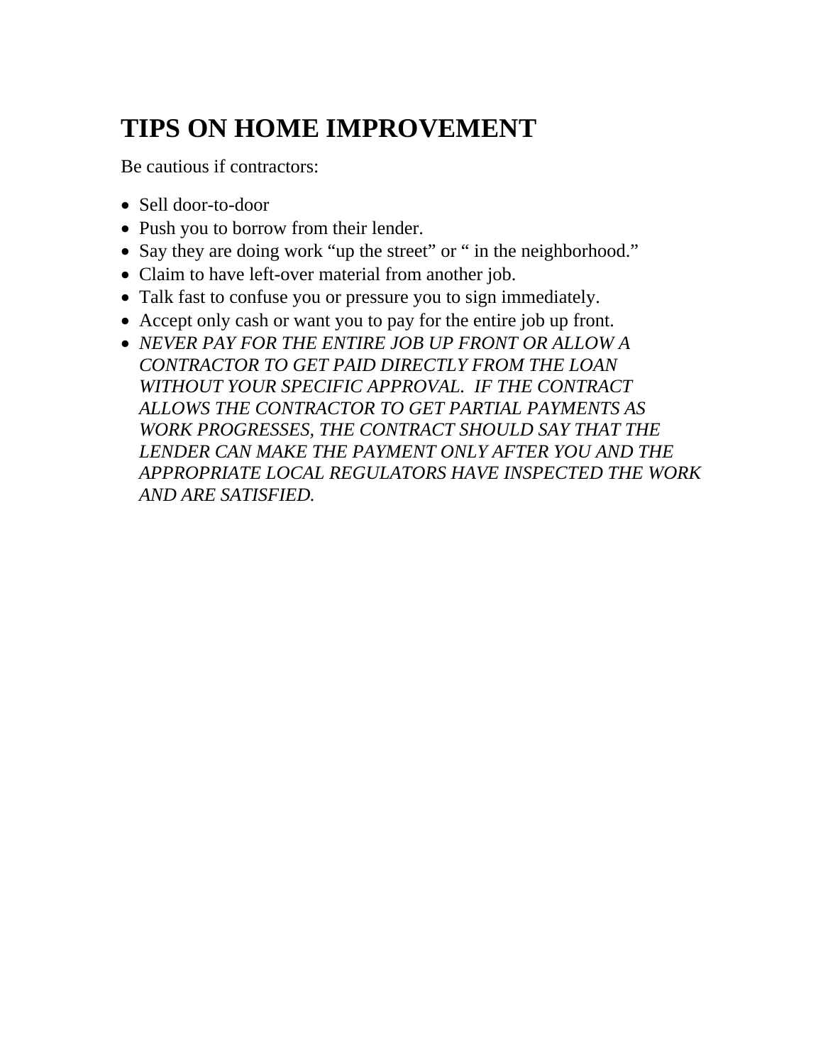# TIPS ON HOME IMPROVEMENT

Be cautious if contractors:

- Sell door-to-door
- Push you to borrow from their lender.
- Say they are doing work "up the street" or " in the neighborhood."
- Claim to have left-over material from another job.
- Talk fast to confuse you or pressure you to sign immediately.
- Accept only cash or want you to pay for the entire job up front.
- *NEVER PAY FOR THE ENTIRE JOB UP FRONT OR ALLOW A CONTRACTOR TO GET PAID DIRECTLY FROM THE LOAN WITHOUT YOUR SPECIFIC APPROVAL. IF THE CONTRACT ALLOWS THE CONTRACTOR TO GET PARTIAL PAYMENTS AS WORK PROGRESSES, THE CONTRACT SHOULD SAY THAT THE LENDER CAN MAKE THE PAYMENT ONLY AFTER YOU AND THE APPROPRIATE LOCAL REGULATORS HAVE INSPECTED THE WORK AND ARE SATISFIED.*